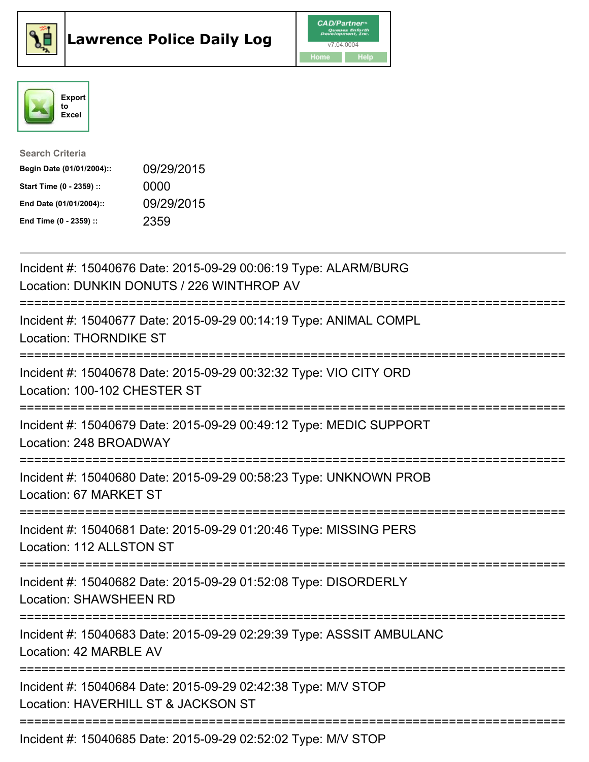# Lawrence Police Daily Log

CAD/Partner™
v7.04.0004
Home Help

Export to Excel

**Search Criteria**

| | |
|---|---|
| **Begin Date (01/01/2004)::** | 09/29/2015 |
| **Start Time (0 - 2359) ::** | 0000 |
| **End Date (01/01/2004)::** | 09/29/2015 |
| **End Time (0 - 2359) ::** | 2359 |

---

Incident #: 15040676 Date: 2015-09-29 00:06:19 Type: ALARM/BURG
Location: DUNKIN DONUTS / 226 WINTHROP AV

===========================================================================

Incident #: 15040677 Date: 2015-09-29 00:14:19 Type: ANIMAL COMPL
Location: THORNDIKE ST

===========================================================================

Incident #: 15040678 Date: 2015-09-29 00:32:32 Type: VIO CITY ORD
Location: 100-102 CHESTER ST

===========================================================================

Incident #: 15040679 Date: 2015-09-29 00:49:12 Type: MEDIC SUPPORT
Location: 248 BROADWAY

===========================================================================

Incident #: 15040680 Date: 2015-09-29 00:58:23 Type: UNKNOWN PROB
Location: 67 MARKET ST

===========================================================================

Incident #: 15040681 Date: 2015-09-29 01:20:46 Type: MISSING PERS
Location: 112 ALLSTON ST

===========================================================================

Incident #: 15040682 Date: 2015-09-29 01:52:08 Type: DISORDERLY
Location: SHAWSHEEN RD

===========================================================================

Incident #: 15040683 Date: 2015-09-29 02:29:39 Type: ASSSIT AMBULANC
Location: 42 MARBLE AV

===========================================================================

Incident #: 15040684 Date: 2015-09-29 02:42:38 Type: M/V STOP
Location: HAVERHILL ST & JACKSON ST

===========================================================================

Incident #: 15040685 Date: 2015-09-29 02:52:02 Type: M/V STOP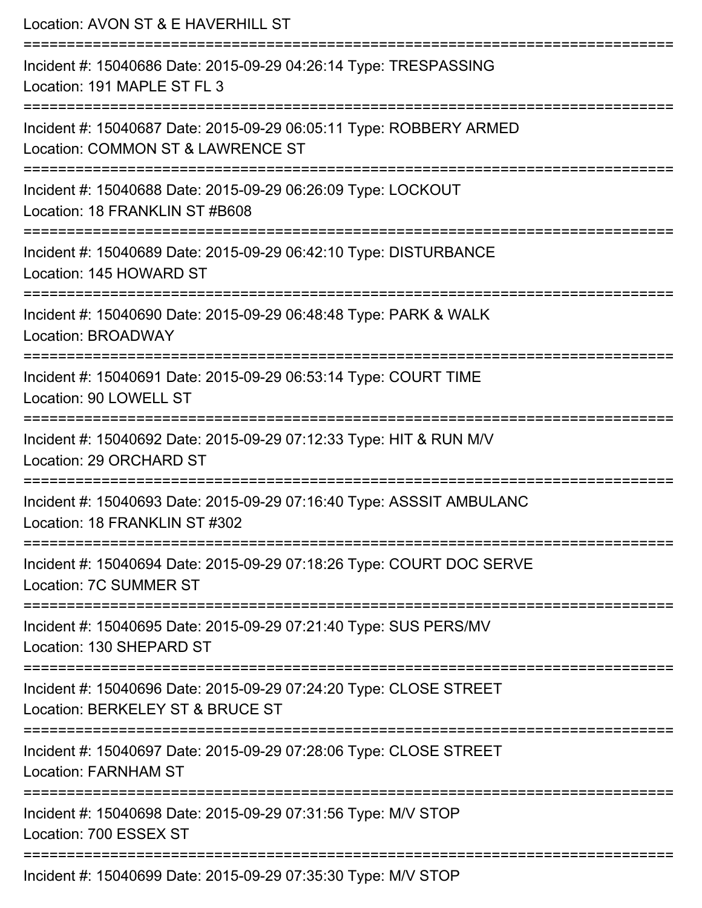Location: AVON ST & E HAVERHILL ST

===========================================================================

Incident #: 15040686 Date: 2015-09-29 04:26:14 Type: TRESPASSING
Location: 191 MAPLE ST FL 3

===========================================================================

Incident #: 15040687 Date: 2015-09-29 06:05:11 Type: ROBBERY ARMED
Location: COMMON ST & LAWRENCE ST

===========================================================================

Incident #: 15040688 Date: 2015-09-29 06:26:09 Type: LOCKOUT
Location: 18 FRANKLIN ST #B608

===========================================================================

Incident #: 15040689 Date: 2015-09-29 06:42:10 Type: DISTURBANCE
Location: 145 HOWARD ST

===========================================================================

Incident #: 15040690 Date: 2015-09-29 06:48:48 Type: PARK & WALK
Location: BROADWAY

===========================================================================

Incident #: 15040691 Date: 2015-09-29 06:53:14 Type: COURT TIME
Location: 90 LOWELL ST

===========================================================================

Incident #: 15040692 Date: 2015-09-29 07:12:33 Type: HIT & RUN M/V
Location: 29 ORCHARD ST

===========================================================================

Incident #: 15040693 Date: 2015-09-29 07:16:40 Type: ASSSIT AMBULANC
Location: 18 FRANKLIN ST #302

===========================================================================

Incident #: 15040694 Date: 2015-09-29 07:18:26 Type: COURT DOC SERVE
Location: 7C SUMMER ST

===========================================================================

Incident #: 15040695 Date: 2015-09-29 07:21:40 Type: SUS PERS/MV
Location: 130 SHEPARD ST

===========================================================================

Incident #: 15040696 Date: 2015-09-29 07:24:20 Type: CLOSE STREET
Location: BERKELEY ST & BRUCE ST

===========================================================================

Incident #: 15040697 Date: 2015-09-29 07:28:06 Type: CLOSE STREET
Location: FARNHAM ST

===========================================================================

Incident #: 15040698 Date: 2015-09-29 07:31:56 Type: M/V STOP
Location: 700 ESSEX ST

===========================================================================

Incident #: 15040699 Date: 2015-09-29 07:35:30 Type: M/V STOP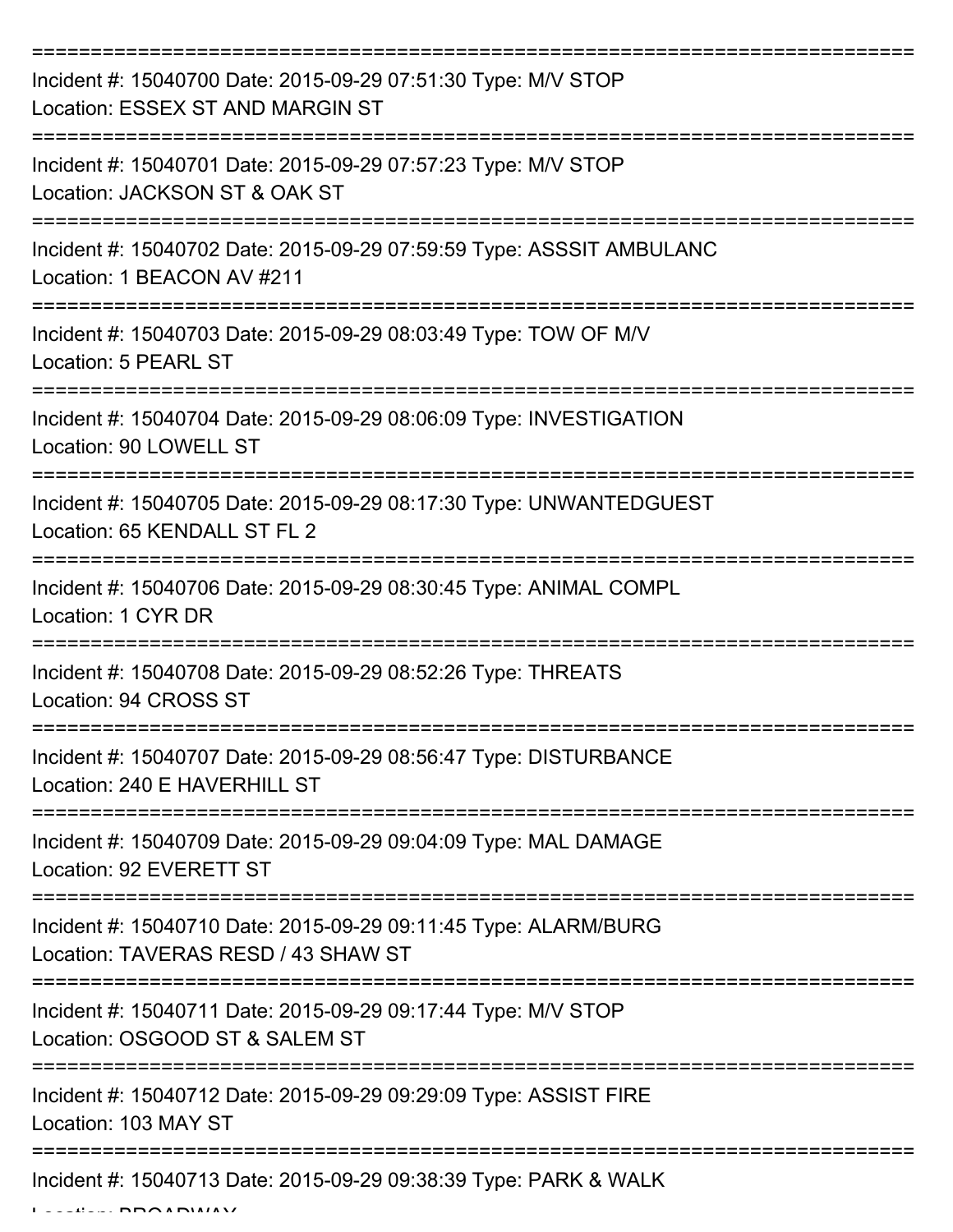===========================================================================
Incident #: 15040700 Date: 2015-09-29 07:51:30 Type: M/V STOP
Location: ESSEX ST AND MARGIN ST
===========================================================================
Incident #: 15040701 Date: 2015-09-29 07:57:23 Type: M/V STOP
Location: JACKSON ST & OAK ST
===========================================================================
Incident #: 15040702 Date: 2015-09-29 07:59:59 Type: ASSSIT AMBULANC
Location: 1 BEACON AV #211
===========================================================================
Incident #: 15040703 Date: 2015-09-29 08:03:49 Type: TOW OF M/V
Location: 5 PEARL ST
===========================================================================
Incident #: 15040704 Date: 2015-09-29 08:06:09 Type: INVESTIGATION
Location: 90 LOWELL ST
===========================================================================
Incident #: 15040705 Date: 2015-09-29 08:17:30 Type: UNWANTEDGUEST
Location: 65 KENDALL ST FL 2
===========================================================================
Incident #: 15040706 Date: 2015-09-29 08:30:45 Type: ANIMAL COMPL
Location: 1 CYR DR
===========================================================================
Incident #: 15040708 Date: 2015-09-29 08:52:26 Type: THREATS
Location: 94 CROSS ST
===========================================================================
Incident #: 15040707 Date: 2015-09-29 08:56:47 Type: DISTURBANCE
Location: 240 E HAVERHILL ST
===========================================================================
Incident #: 15040709 Date: 2015-09-29 09:04:09 Type: MAL DAMAGE
Location: 92 EVERETT ST
===========================================================================
Incident #: 15040710 Date: 2015-09-29 09:11:45 Type: ALARM/BURG
Location: TAVERAS RESD / 43 SHAW ST
===========================================================================
Incident #: 15040711 Date: 2015-09-29 09:17:44 Type: M/V STOP
Location: OSGOOD ST & SALEM ST
===========================================================================
Incident #: 15040712 Date: 2015-09-29 09:29:09 Type: ASSIST FIRE
Location: 103 MAY ST
===========================================================================
Incident #: 15040713 Date: 2015-09-29 09:38:39 Type: PARK & WALK
Location: BROADWAY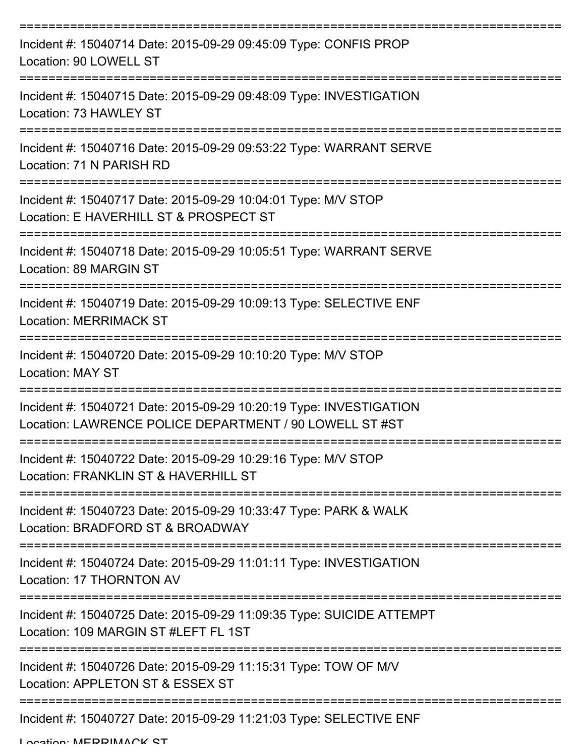===========================================================================
Incident #: 15040714 Date: 2015-09-29 09:45:09 Type: CONFIS PROP
Location: 90 LOWELL ST
===========================================================================
Incident #: 15040715 Date: 2015-09-29 09:48:09 Type: INVESTIGATION
Location: 73 HAWLEY ST
===========================================================================
Incident #: 15040716 Date: 2015-09-29 09:53:22 Type: WARRANT SERVE
Location: 71 N PARISH RD
===========================================================================
Incident #: 15040717 Date: 2015-09-29 10:04:01 Type: M/V STOP
Location: E HAVERHILL ST & PROSPECT ST
===========================================================================
Incident #: 15040718 Date: 2015-09-29 10:05:51 Type: WARRANT SERVE
Location: 89 MARGIN ST
===========================================================================
Incident #: 15040719 Date: 2015-09-29 10:09:13 Type: SELECTIVE ENF
Location: MERRIMACK ST
===========================================================================
Incident #: 15040720 Date: 2015-09-29 10:10:20 Type: M/V STOP
Location: MAY ST
===========================================================================
Incident #: 15040721 Date: 2015-09-29 10:20:19 Type: INVESTIGATION
Location: LAWRENCE POLICE DEPARTMENT / 90 LOWELL ST #ST
===========================================================================
Incident #: 15040722 Date: 2015-09-29 10:29:16 Type: M/V STOP
Location: FRANKLIN ST & HAVERHILL ST
===========================================================================
Incident #: 15040723 Date: 2015-09-29 10:33:47 Type: PARK & WALK
Location: BRADFORD ST & BROADWAY
===========================================================================
Incident #: 15040724 Date: 2015-09-29 11:01:11 Type: INVESTIGATION
Location: 17 THORNTON AV
===========================================================================
Incident #: 15040725 Date: 2015-09-29 11:09:35 Type: SUICIDE ATTEMPT
Location: 109 MARGIN ST #LEFT FL 1ST
===========================================================================
Incident #: 15040726 Date: 2015-09-29 11:15:31 Type: TOW OF M/V
Location: APPLETON ST & ESSEX ST
===========================================================================
Incident #: 15040727 Date: 2015-09-29 11:21:03 Type: SELECTIVE ENF
Location: MERRIMACK ST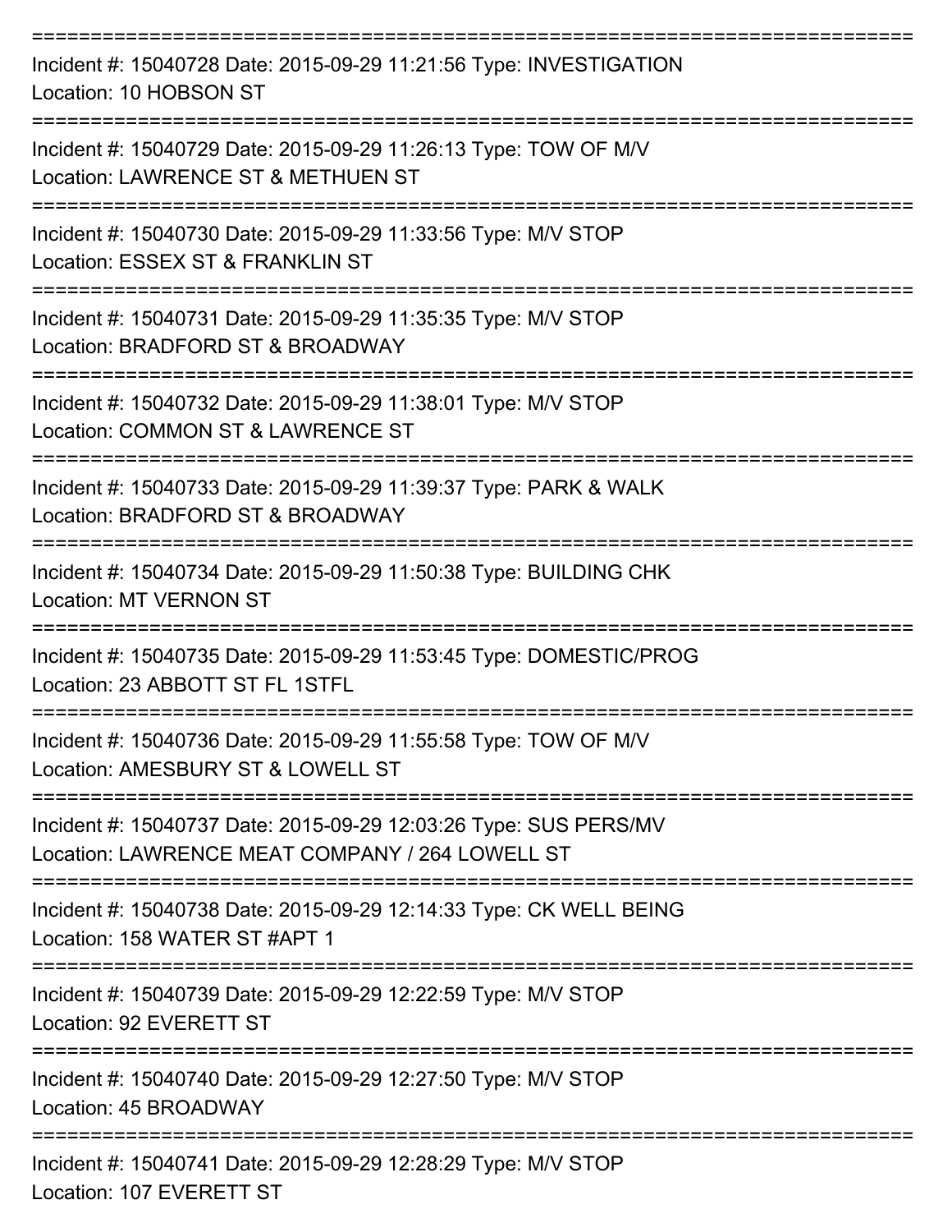===========================================================================

Incident #: 15040728 Date: 2015-09-29 11:21:56 Type: INVESTIGATION
Location: 10 HOBSON ST

===========================================================================

Incident #: 15040729 Date: 2015-09-29 11:26:13 Type: TOW OF M/V
Location: LAWRENCE ST & METHUEN ST

===========================================================================

Incident #: 15040730 Date: 2015-09-29 11:33:56 Type: M/V STOP
Location: ESSEX ST & FRANKLIN ST

===========================================================================

Incident #: 15040731 Date: 2015-09-29 11:35:35 Type: M/V STOP
Location: BRADFORD ST & BROADWAY

===========================================================================

Incident #: 15040732 Date: 2015-09-29 11:38:01 Type: M/V STOP
Location: COMMON ST & LAWRENCE ST

===========================================================================

Incident #: 15040733 Date: 2015-09-29 11:39:37 Type: PARK & WALK
Location: BRADFORD ST & BROADWAY

===========================================================================

Incident #: 15040734 Date: 2015-09-29 11:50:38 Type: BUILDING CHK
Location: MT VERNON ST

===========================================================================

Incident #: 15040735 Date: 2015-09-29 11:53:45 Type: DOMESTIC/PROG
Location: 23 ABBOTT ST FL 1STFL

===========================================================================

Incident #: 15040736 Date: 2015-09-29 11:55:58 Type: TOW OF M/V
Location: AMESBURY ST & LOWELL ST

===========================================================================

Incident #: 15040737 Date: 2015-09-29 12:03:26 Type: SUS PERS/MV
Location: LAWRENCE MEAT COMPANY / 264 LOWELL ST

===========================================================================

Incident #: 15040738 Date: 2015-09-29 12:14:33 Type: CK WELL BEING
Location: 158 WATER ST #APT 1

===========================================================================

Incident #: 15040739 Date: 2015-09-29 12:22:59 Type: M/V STOP
Location: 92 EVERETT ST

===========================================================================

Incident #: 15040740 Date: 2015-09-29 12:27:50 Type: M/V STOP
Location: 45 BROADWAY

===========================================================================

Incident #: 15040741 Date: 2015-09-29 12:28:29 Type: M/V STOP
Location: 107 EVERETT ST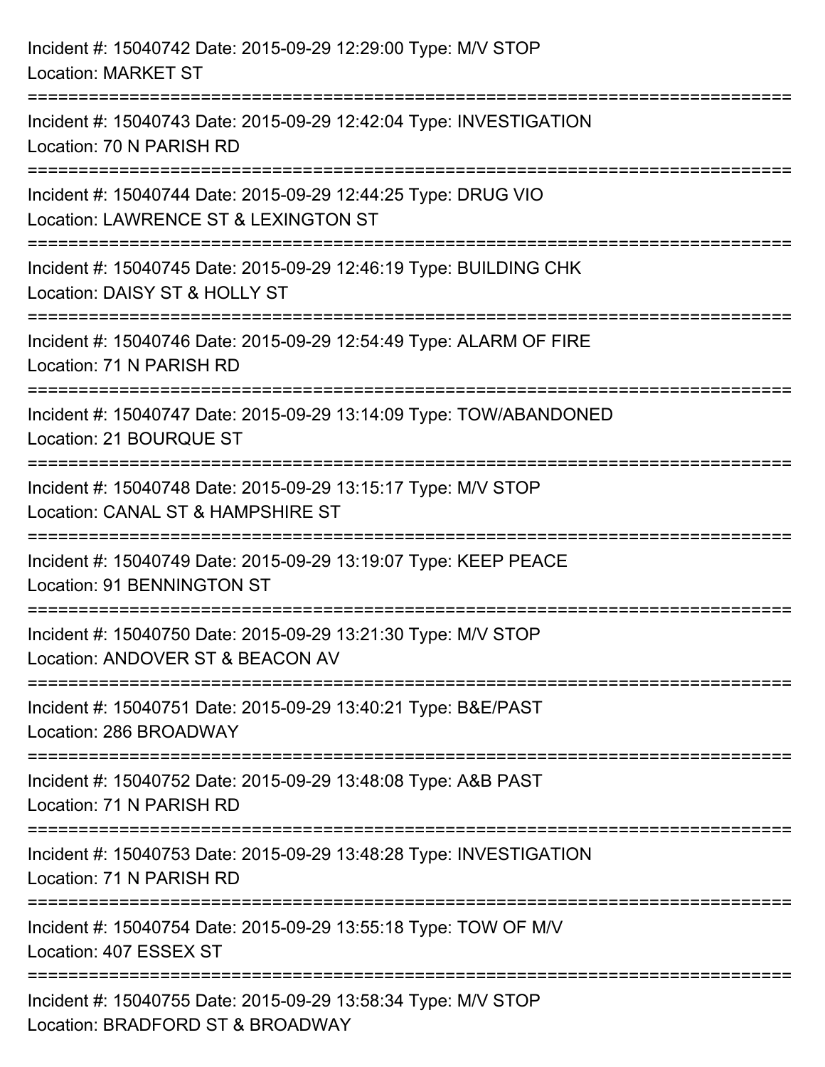Incident #: 15040742 Date: 2015-09-29 12:29:00 Type: M/V STOP
Location: MARKET ST

===========================================================================

Incident #: 15040743 Date: 2015-09-29 12:42:04 Type: INVESTIGATION
Location: 70 N PARISH RD

===========================================================================

Incident #: 15040744 Date: 2015-09-29 12:44:25 Type: DRUG VIO
Location: LAWRENCE ST & LEXINGTON ST

===========================================================================

Incident #: 15040745 Date: 2015-09-29 12:46:19 Type: BUILDING CHK
Location: DAISY ST & HOLLY ST

===========================================================================

Incident #: 15040746 Date: 2015-09-29 12:54:49 Type: ALARM OF FIRE
Location: 71 N PARISH RD

===========================================================================

Incident #: 15040747 Date: 2015-09-29 13:14:09 Type: TOW/ABANDONED
Location: 21 BOURQUE ST

===========================================================================

Incident #: 15040748 Date: 2015-09-29 13:15:17 Type: M/V STOP
Location: CANAL ST & HAMPSHIRE ST

===========================================================================

Incident #: 15040749 Date: 2015-09-29 13:19:07 Type: KEEP PEACE
Location: 91 BENNINGTON ST

===========================================================================

Incident #: 15040750 Date: 2015-09-29 13:21:30 Type: M/V STOP
Location: ANDOVER ST & BEACON AV

===========================================================================

Incident #: 15040751 Date: 2015-09-29 13:40:21 Type: B&E/PAST
Location: 286 BROADWAY

===========================================================================

Incident #: 15040752 Date: 2015-09-29 13:48:08 Type: A&B PAST
Location: 71 N PARISH RD

===========================================================================

Incident #: 15040753 Date: 2015-09-29 13:48:28 Type: INVESTIGATION
Location: 71 N PARISH RD

===========================================================================

Incident #: 15040754 Date: 2015-09-29 13:55:18 Type: TOW OF M/V
Location: 407 ESSEX ST

===========================================================================

Incident #: 15040755 Date: 2015-09-29 13:58:34 Type: M/V STOP
Location: BRADFORD ST & BROADWAY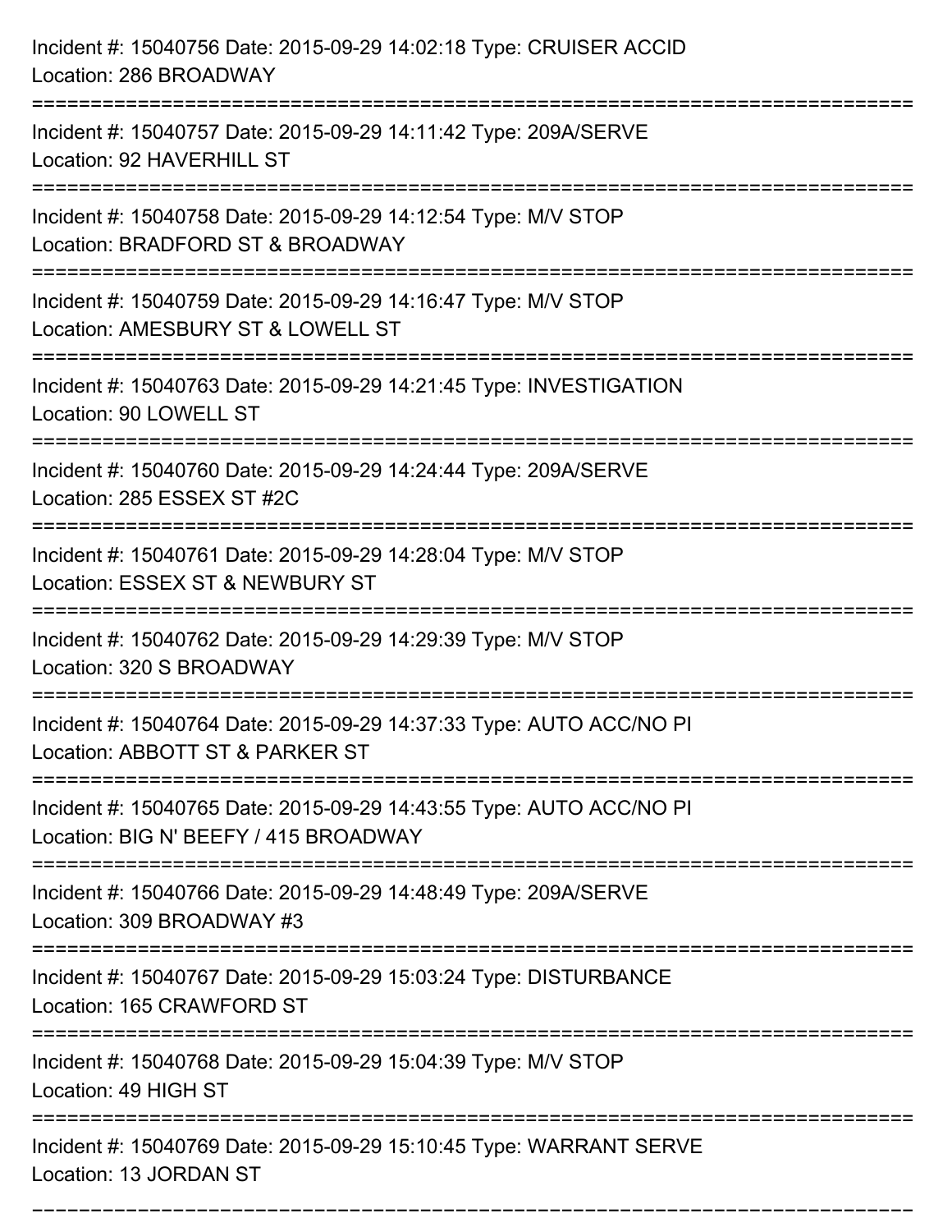Incident #: 15040756 Date: 2015-09-29 14:02:18 Type: CRUISER ACCID
Location: 286 BROADWAY

===========================================================================

Incident #: 15040757 Date: 2015-09-29 14:11:42 Type: 209A/SERVE
Location: 92 HAVERHILL ST

===========================================================================

Incident #: 15040758 Date: 2015-09-29 14:12:54 Type: M/V STOP
Location: BRADFORD ST & BROADWAY

===========================================================================

Incident #: 15040759 Date: 2015-09-29 14:16:47 Type: M/V STOP
Location: AMESBURY ST & LOWELL ST

===========================================================================

Incident #: 15040763 Date: 2015-09-29 14:21:45 Type: INVESTIGATION
Location: 90 LOWELL ST

===========================================================================

Incident #: 15040760 Date: 2015-09-29 14:24:44 Type: 209A/SERVE
Location: 285 ESSEX ST #2C

===========================================================================

Incident #: 15040761 Date: 2015-09-29 14:28:04 Type: M/V STOP
Location: ESSEX ST & NEWBURY ST

===========================================================================

Incident #: 15040762 Date: 2015-09-29 14:29:39 Type: M/V STOP
Location: 320 S BROADWAY

===========================================================================

Incident #: 15040764 Date: 2015-09-29 14:37:33 Type: AUTO ACC/NO PI
Location: ABBOTT ST & PARKER ST

===========================================================================

Incident #: 15040765 Date: 2015-09-29 14:43:55 Type: AUTO ACC/NO PI
Location: BIG N' BEEFY / 415 BROADWAY

===========================================================================

Incident #: 15040766 Date: 2015-09-29 14:48:49 Type: 209A/SERVE
Location: 309 BROADWAY #3

===========================================================================

Incident #: 15040767 Date: 2015-09-29 15:03:24 Type: DISTURBANCE
Location: 165 CRAWFORD ST

===========================================================================

Incident #: 15040768 Date: 2015-09-29 15:04:39 Type: M/V STOP
Location: 49 HIGH ST

===========================================================================

Incident #: 15040769 Date: 2015-09-29 15:10:45 Type: WARRANT SERVE
Location: 13 JORDAN ST

===========================================================================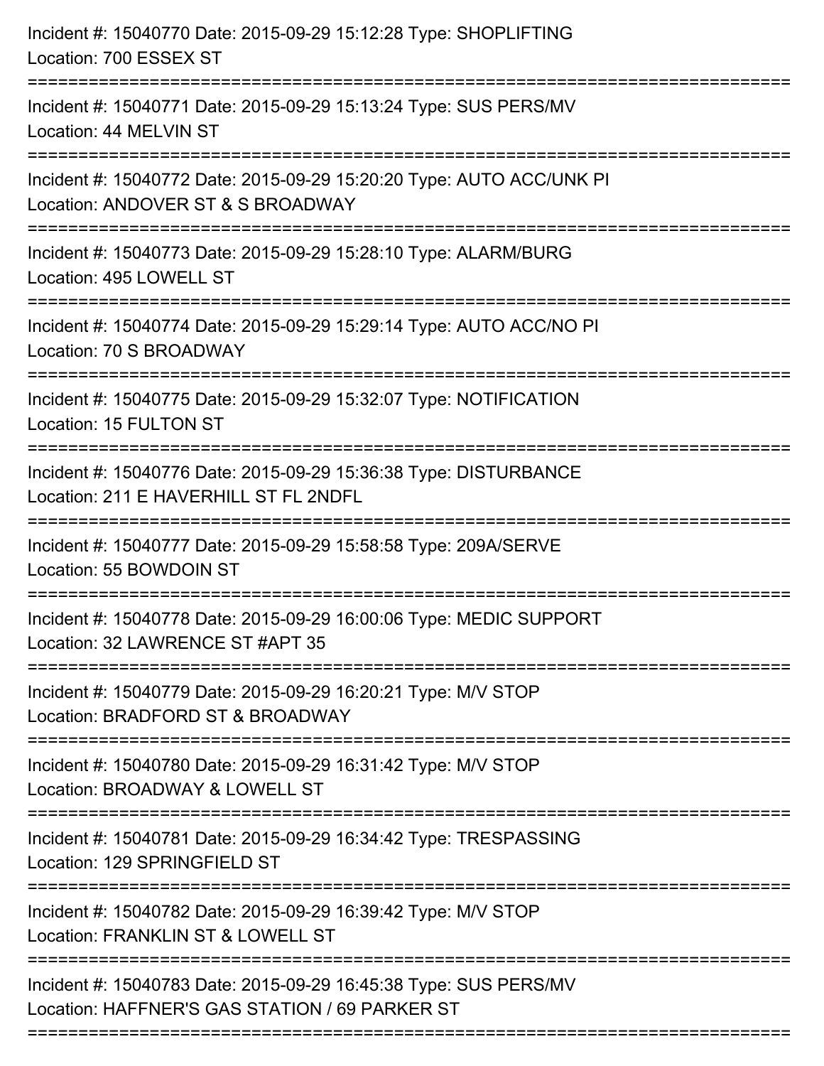Incident #: 15040770 Date: 2015-09-29 15:12:28 Type: SHOPLIFTING
Location: 700 ESSEX ST

===========================================================================

Incident #: 15040771 Date: 2015-09-29 15:13:24 Type: SUS PERS/MV
Location: 44 MELVIN ST

===========================================================================

Incident #: 15040772 Date: 2015-09-29 15:20:20 Type: AUTO ACC/UNK PI
Location: ANDOVER ST & S BROADWAY

===========================================================================

Incident #: 15040773 Date: 2015-09-29 15:28:10 Type: ALARM/BURG
Location: 495 LOWELL ST

===========================================================================

Incident #: 15040774 Date: 2015-09-29 15:29:14 Type: AUTO ACC/NO PI
Location: 70 S BROADWAY

===========================================================================

Incident #: 15040775 Date: 2015-09-29 15:32:07 Type: NOTIFICATION
Location: 15 FULTON ST

===========================================================================

Incident #: 15040776 Date: 2015-09-29 15:36:38 Type: DISTURBANCE
Location: 211 E HAVERHILL ST FL 2NDFL

===========================================================================

Incident #: 15040777 Date: 2015-09-29 15:58:58 Type: 209A/SERVE
Location: 55 BOWDOIN ST

===========================================================================

Incident #: 15040778 Date: 2015-09-29 16:00:06 Type: MEDIC SUPPORT
Location: 32 LAWRENCE ST #APT 35

===========================================================================

Incident #: 15040779 Date: 2015-09-29 16:20:21 Type: M/V STOP
Location: BRADFORD ST & BROADWAY

===========================================================================

Incident #: 15040780 Date: 2015-09-29 16:31:42 Type: M/V STOP
Location: BROADWAY & LOWELL ST

===========================================================================

Incident #: 15040781 Date: 2015-09-29 16:34:42 Type: TRESPASSING
Location: 129 SPRINGFIELD ST

===========================================================================

Incident #: 15040782 Date: 2015-09-29 16:39:42 Type: M/V STOP
Location: FRANKLIN ST & LOWELL ST

===========================================================================

Incident #: 15040783 Date: 2015-09-29 16:45:38 Type: SUS PERS/MV
Location: HAFFNER'S GAS STATION / 69 PARKER ST

===========================================================================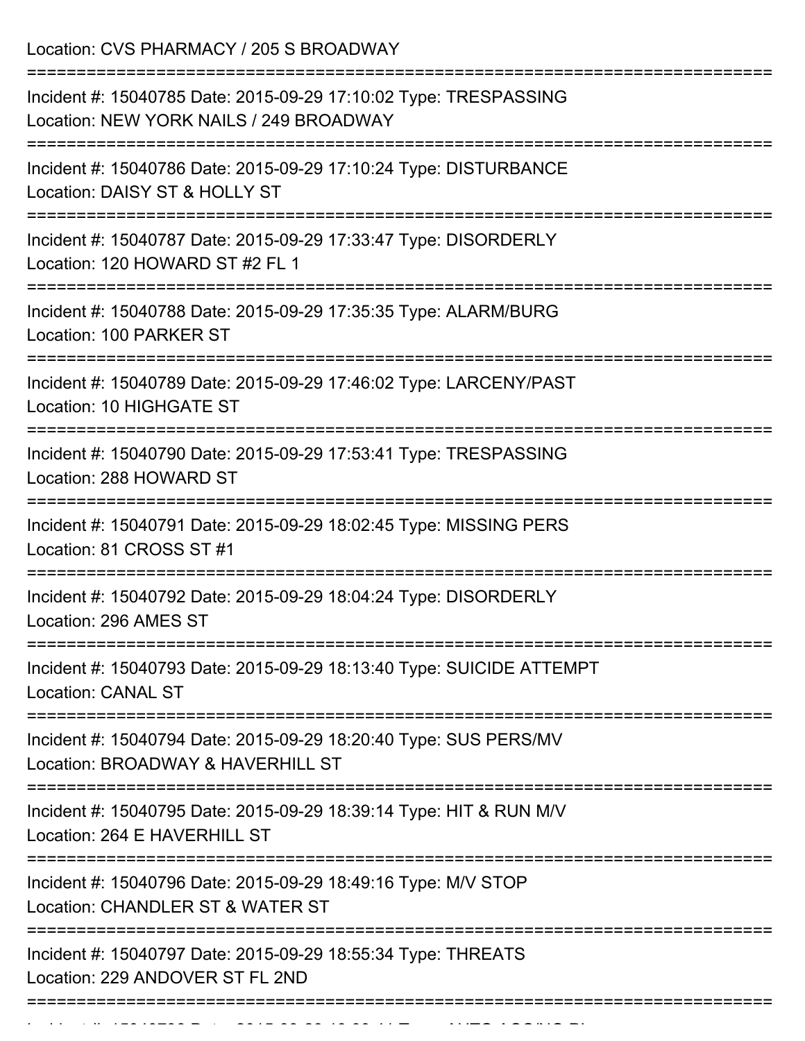Location: CVS PHARMACY / 205 S BROADWAY

===========================================================================

Incident #: 15040785 Date: 2015-09-29 17:10:02 Type: TRESPASSING
Location: NEW YORK NAILS / 249 BROADWAY

===========================================================================

Incident #: 15040786 Date: 2015-09-29 17:10:24 Type: DISTURBANCE
Location: DAISY ST & HOLLY ST

===========================================================================

Incident #: 15040787 Date: 2015-09-29 17:33:47 Type: DISORDERLY
Location: 120 HOWARD ST #2 FL 1

===========================================================================

Incident #: 15040788 Date: 2015-09-29 17:35:35 Type: ALARM/BURG
Location: 100 PARKER ST

===========================================================================

Incident #: 15040789 Date: 2015-09-29 17:46:02 Type: LARCENY/PAST
Location: 10 HIGHGATE ST

===========================================================================

Incident #: 15040790 Date: 2015-09-29 17:53:41 Type: TRESPASSING
Location: 288 HOWARD ST

===========================================================================

Incident #: 15040791 Date: 2015-09-29 18:02:45 Type: MISSING PERS
Location: 81 CROSS ST #1

===========================================================================

Incident #: 15040792 Date: 2015-09-29 18:04:24 Type: DISORDERLY
Location: 296 AMES ST

===========================================================================

Incident #: 15040793 Date: 2015-09-29 18:13:40 Type: SUICIDE ATTEMPT
Location: CANAL ST

===========================================================================

Incident #: 15040794 Date: 2015-09-29 18:20:40 Type: SUS PERS/MV
Location: BROADWAY & HAVERHILL ST

===========================================================================

Incident #: 15040795 Date: 2015-09-29 18:39:14 Type: HIT & RUN M/V
Location: 264 E HAVERHILL ST

===========================================================================

Incident #: 15040796 Date: 2015-09-29 18:49:16 Type: M/V STOP
Location: CHANDLER ST & WATER ST

===========================================================================

Incident #: 15040797 Date: 2015-09-29 18:55:34 Type: THREATS
Location: 229 ANDOVER ST FL 2ND

===========================================================================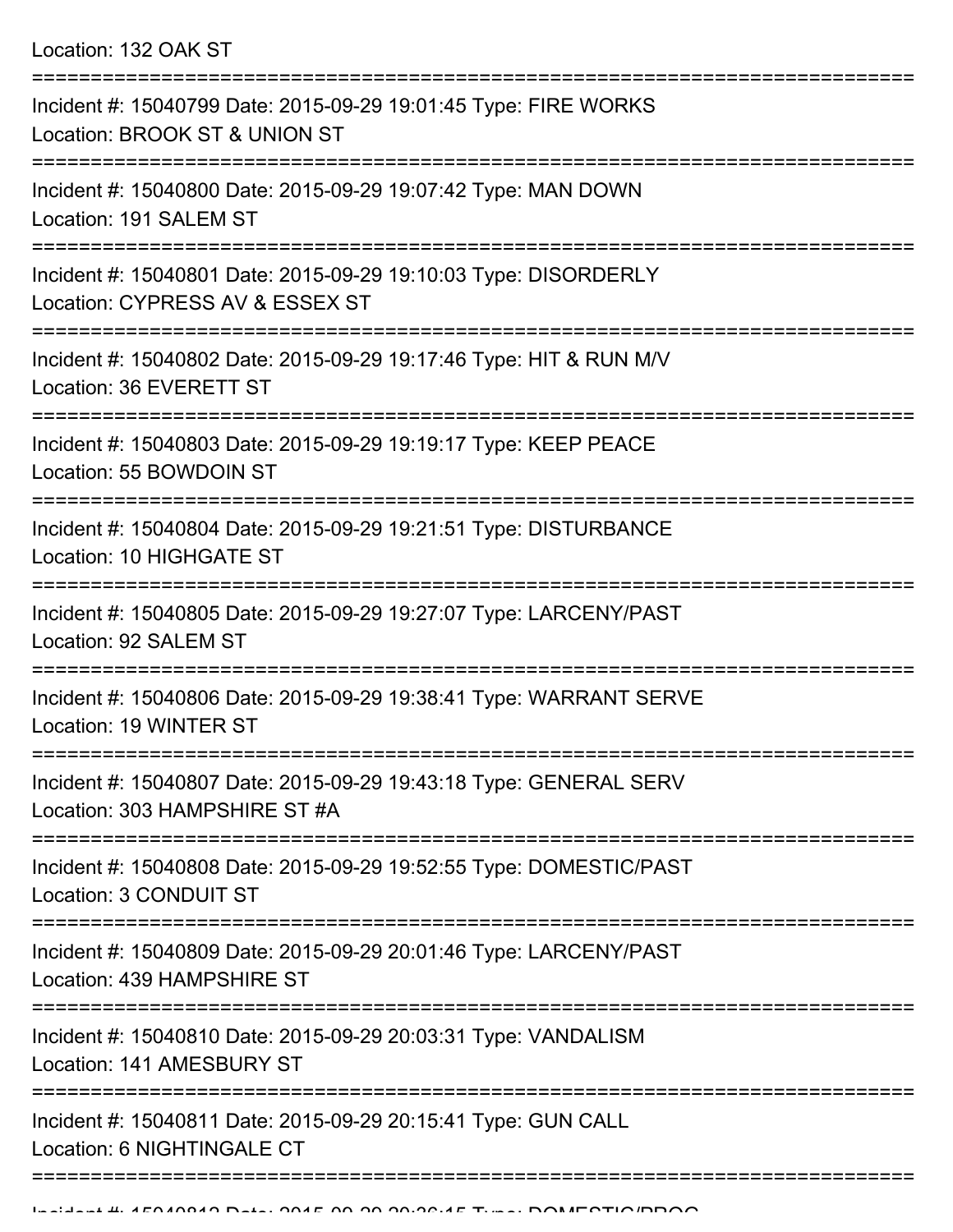Location: 132 OAK ST

===========================================================================

Incident #: 15040799 Date: 2015-09-29 19:01:45 Type: FIRE WORKS
Location: BROOK ST & UNION ST

===========================================================================

Incident #: 15040800 Date: 2015-09-29 19:07:42 Type: MAN DOWN
Location: 191 SALEM ST

===========================================================================

Incident #: 15040801 Date: 2015-09-29 19:10:03 Type: DISORDERLY
Location: CYPRESS AV & ESSEX ST

===========================================================================

Incident #: 15040802 Date: 2015-09-29 19:17:46 Type: HIT & RUN M/V
Location: 36 EVERETT ST

===========================================================================

Incident #: 15040803 Date: 2015-09-29 19:19:17 Type: KEEP PEACE
Location: 55 BOWDOIN ST

===========================================================================

Incident #: 15040804 Date: 2015-09-29 19:21:51 Type: DISTURBANCE
Location: 10 HIGHGATE ST

===========================================================================

Incident #: 15040805 Date: 2015-09-29 19:27:07 Type: LARCENY/PAST
Location: 92 SALEM ST

===========================================================================

Incident #: 15040806 Date: 2015-09-29 19:38:41 Type: WARRANT SERVE
Location: 19 WINTER ST

===========================================================================

Incident #: 15040807 Date: 2015-09-29 19:43:18 Type: GENERAL SERV
Location: 303 HAMPSHIRE ST #A

===========================================================================

Incident #: 15040808 Date: 2015-09-29 19:52:55 Type: DOMESTIC/PAST
Location: 3 CONDUIT ST

===========================================================================

Incident #: 15040809 Date: 2015-09-29 20:01:46 Type: LARCENY/PAST
Location: 439 HAMPSHIRE ST

===========================================================================

Incident #: 15040810 Date: 2015-09-29 20:03:31 Type: VANDALISM
Location: 141 AMESBURY ST

===========================================================================

Incident #: 15040811 Date: 2015-09-29 20:15:41 Type: GUN CALL
Location: 6 NIGHTINGALE CT

===========================================================================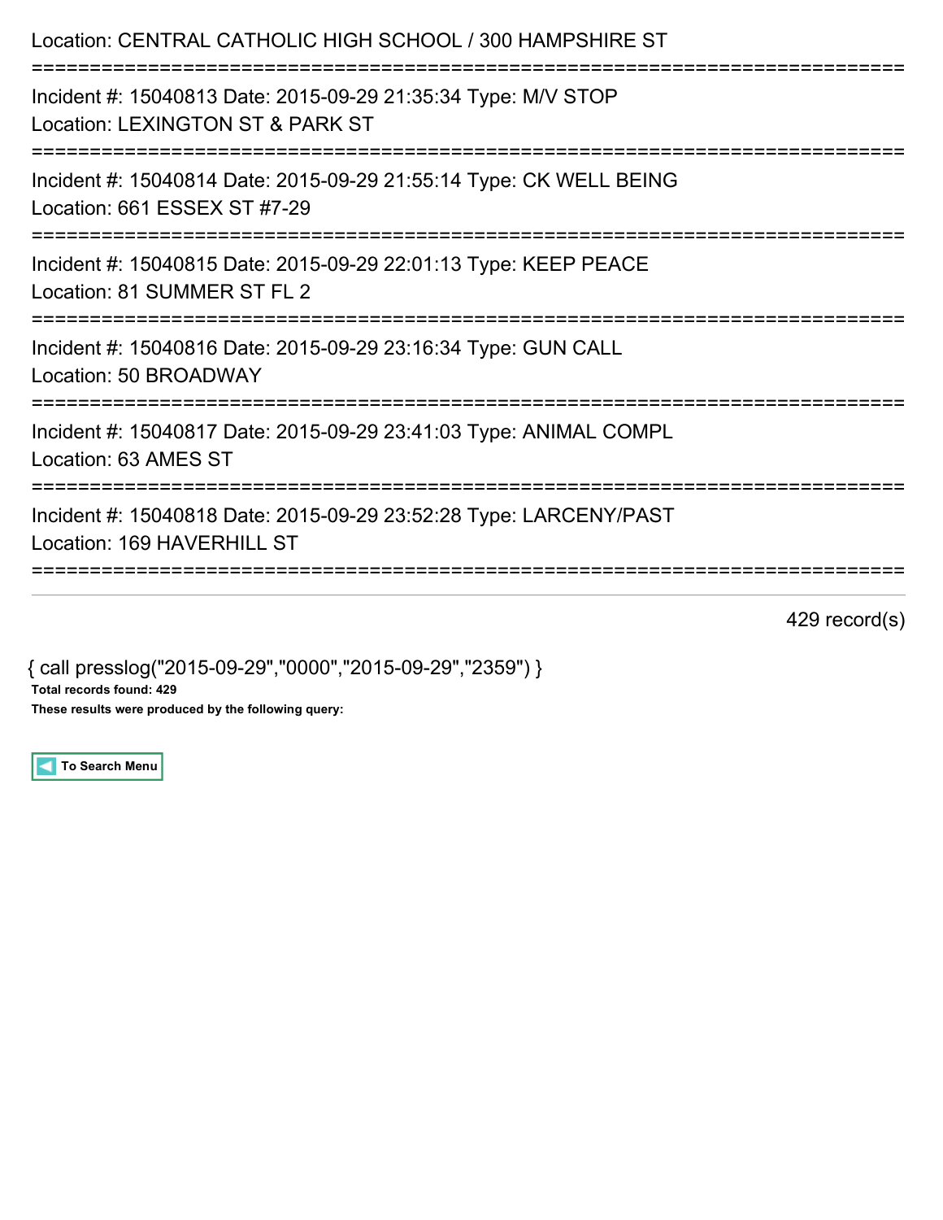Location: CENTRAL CATHOLIC HIGH SCHOOL / 300 HAMPSHIRE ST

===========================================================================

Incident #: 15040813 Date: 2015-09-29 21:35:34 Type: M/V STOP

Location: LEXINGTON ST & PARK ST

===========================================================================

Incident #: 15040814 Date: 2015-09-29 21:55:14 Type: CK WELL BEING

Location: 661 ESSEX ST #7-29

===========================================================================

Incident #: 15040815 Date: 2015-09-29 22:01:13 Type: KEEP PEACE

Location: 81 SUMMER ST FL 2

===========================================================================

Incident #: 15040816 Date: 2015-09-29 23:16:34 Type: GUN CALL

Location: 50 BROADWAY

===========================================================================

Incident #: 15040817 Date: 2015-09-29 23:41:03 Type: ANIMAL COMPL

Location: 63 AMES ST

===========================================================================

Incident #: 15040818 Date: 2015-09-29 23:52:28 Type: LARCENY/PAST

Location: 169 HAVERHILL ST

===========================================================================

429 record(s)

{ call presslog("2015-09-29","0000","2015-09-29","2359") }

**Total records found: 429**

**These results were produced by the following query:**

To Search Menu